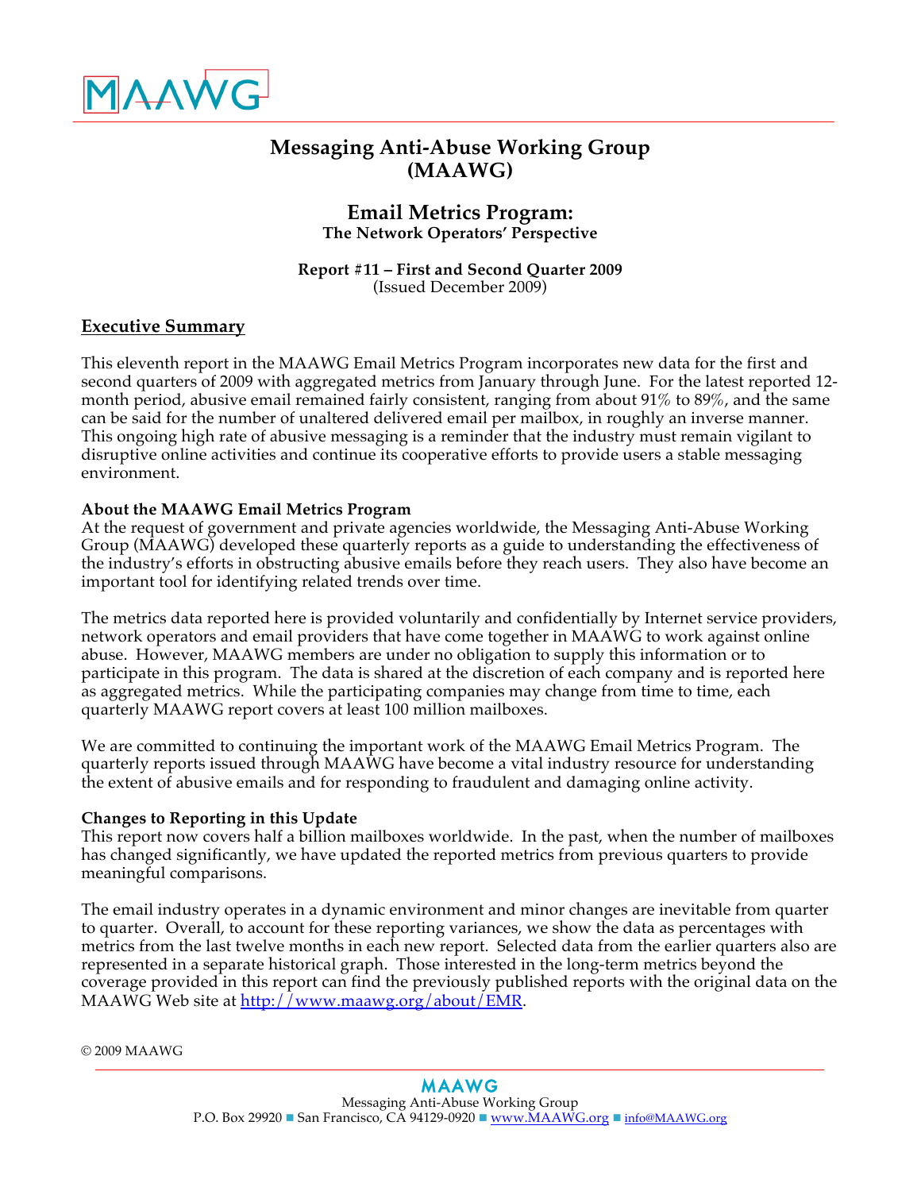MAAWG

# Messaging Anti-Abuse Working Group (MAAWG)

## Email Metrics Program:
### The Network Operators' Perspective

**Report #11 – First and Second Quarter 2009**
(Issued December 2009)

## Executive Summary

This eleventh report in the MAAWG Email Metrics Program incorporates new data for the first and second quarters of 2009 with aggregated metrics from January through June. For the latest reported 12-month period, abusive email remained fairly consistent, ranging from about 91% to 89%, and the same can be said for the number of unaltered delivered email per mailbox, in roughly an inverse manner. This ongoing high rate of abusive messaging is a reminder that the industry must remain vigilant to disruptive online activities and continue its cooperative efforts to provide users a stable messaging environment.

**About the MAAWG Email Metrics Program**
At the request of government and private agencies worldwide, the Messaging Anti-Abuse Working Group (MAAWG) developed these quarterly reports as a guide to understanding the effectiveness of the industry's efforts in obstructing abusive emails before they reach users. They also have become an important tool for identifying related trends over time.

The metrics data reported here is provided voluntarily and confidentially by Internet service providers, network operators and email providers that have come together in MAAWG to work against online abuse. However, MAAWG members are under no obligation to supply this information or to participate in this program. The data is shared at the discretion of each company and is reported here as aggregated metrics. While the participating companies may change from time to time, each quarterly MAAWG report covers at least 100 million mailboxes.

We are committed to continuing the important work of the MAAWG Email Metrics Program. The quarterly reports issued through MAAWG have become a vital industry resource for understanding the extent of abusive emails and for responding to fraudulent and damaging online activity.

**Changes to Reporting in this Update**
This report now covers half a billion mailboxes worldwide. In the past, when the number of mailboxes has changed significantly, we have updated the reported metrics from previous quarters to provide meaningful comparisons.

The email industry operates in a dynamic environment and minor changes are inevitable from quarter to quarter. Overall, to account for these reporting variances, we show the data as percentages with metrics from the last twelve months in each new report. Selected data from the earlier quarters also are represented in a separate historical graph. Those interested in the long-term metrics beyond the coverage provided in this report can find the previously published reports with the original data on the MAAWG Web site at http://www.maawg.org/about/EMR.

© 2009 MAAWG

MAAWG
Messaging Anti-Abuse Working Group
P.O. Box 29920 ■ San Francisco, CA 94129-0920 ■ www.MAAWG.org ■ info@MAAWG.org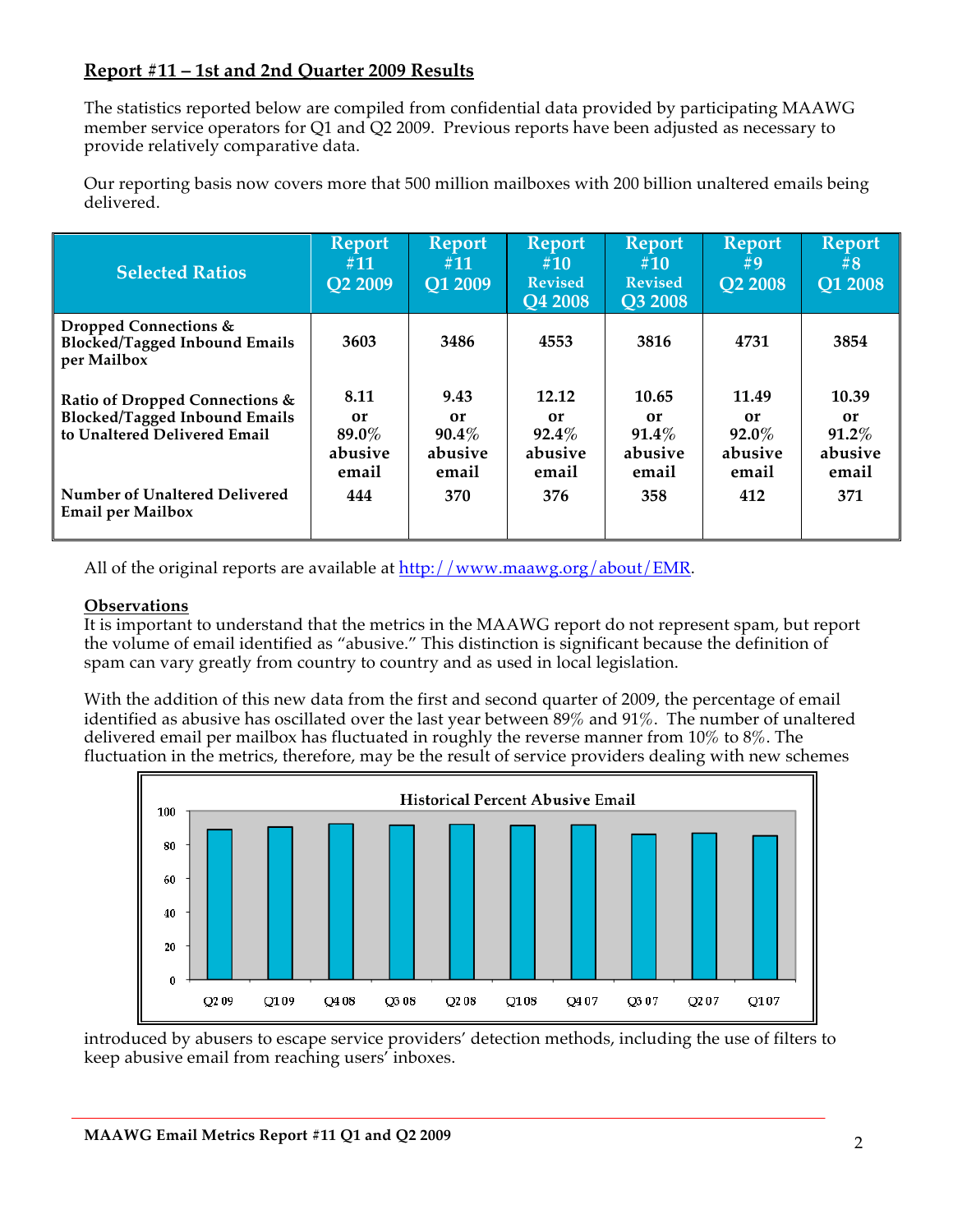## Report #11 – 1st and 2nd Quarter 2009 Results

The statistics reported below are compiled from confidential data provided by participating MAAWG member service operators for Q1 and Q2 2009. Previous reports have been adjusted as necessary to provide relatively comparative data.

Our reporting basis now covers more that 500 million mailboxes with 200 billion unaltered emails being delivered.

| Selected Ratios | Report #11 Q2 2009 | Report #11 Q1 2009 | Report #10 Revised Q4 2008 | Report #10 Revised Q3 2008 | Report #9 Q2 2008 | Report #8 Q1 2008 |
|---|---|---|---|---|---|---|
| Dropped Connections & Blocked/Tagged Inbound Emails per Mailbox | 3603 | 3486 | 4553 | 3816 | 4731 | 3854 |
| Ratio of Dropped Connections & Blocked/Tagged Inbound Emails to Unaltered Delivered Email | 8.11 or 89.0% abusive email | 9.43 or 90.4% abusive email | 12.12 or 92.4% abusive email | 10.65 or 91.4% abusive email | 11.49 or 92.0% abusive email | 10.39 or 91.2% abusive email |
| Number of Unaltered Delivered Email per Mailbox | 444 | 370 | 376 | 358 | 412 | 371 |

All of the original reports are available at http://www.maawg.org/about/EMR.

**Observations**

It is important to understand that the metrics in the MAAWG report do not represent spam, but report the volume of email identified as "abusive." This distinction is significant because the definition of spam can vary greatly from country to country and as used in local legislation.

With the addition of this new data from the first and second quarter of 2009, the percentage of email identified as abusive has oscillated over the last year between 89% and 91%. The number of unaltered delivered email per mailbox has fluctuated in roughly the reverse manner from 10% to 8%. The fluctuation in the metrics, therefore, may be the result of service providers dealing with new schemes introduced by abusers to escape service providers' detection methods, including the use of filters to keep abusive email from reaching users' inboxes.

**Historical Percent Abusive Email**

| Quarter | Q2 09 | Q1 09 | Q4 08 | Q3 08 | Q2 08 | Q1 08 | Q4 07 | Q3 07 | Q2 07 | Q1 07 |
|---|---|---|---|---|---|---|---|---|---|---|
| Percent | ~89 | ~90 | ~92 | ~91 | ~92 | ~91 | ~91 | ~86 | ~87 | ~85 |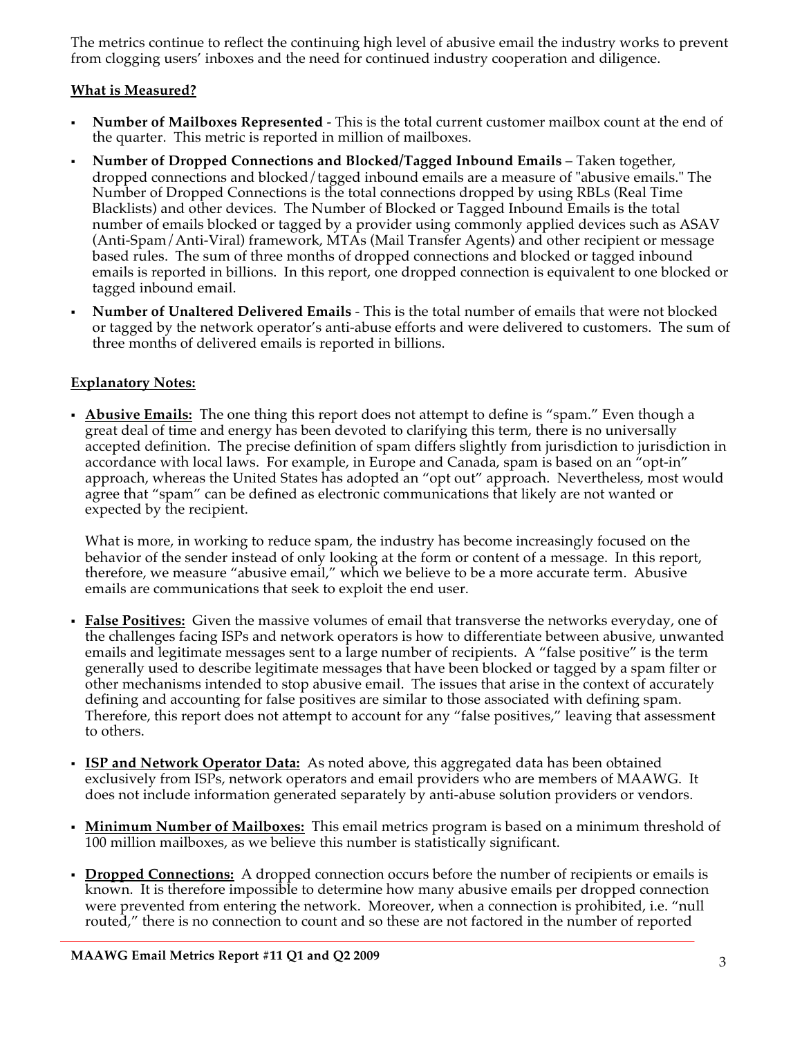The metrics continue to reflect the continuing high level of abusive email the industry works to prevent from clogging users' inboxes and the need for continued industry cooperation and diligence.

**What is Measured?**

- **Number of Mailboxes Represented** - This is the total current customer mailbox count at the end of the quarter. This metric is reported in million of mailboxes.
- **Number of Dropped Connections and Blocked/Tagged Inbound Emails** – Taken together, dropped connections and blocked/tagged inbound emails are a measure of "abusive emails." The Number of Dropped Connections is the total connections dropped by using RBLs (Real Time Blacklists) and other devices. The Number of Blocked or Tagged Inbound Emails is the total number of emails blocked or tagged by a provider using commonly applied devices such as ASAV (Anti-Spam/Anti-Viral) framework, MTAs (Mail Transfer Agents) and other recipient or message based rules. The sum of three months of dropped connections and blocked or tagged inbound emails is reported in billions. In this report, one dropped connection is equivalent to one blocked or tagged inbound email.
- **Number of Unaltered Delivered Emails** - This is the total number of emails that were not blocked or tagged by the network operator's anti-abuse efforts and were delivered to customers. The sum of three months of delivered emails is reported in billions.

**Explanatory Notes:**

- **Abusive Emails:** The one thing this report does not attempt to define is "spam." Even though a great deal of time and energy has been devoted to clarifying this term, there is no universally accepted definition. The precise definition of spam differs slightly from jurisdiction to jurisdiction in accordance with local laws. For example, in Europe and Canada, spam is based on an "opt-in" approach, whereas the United States has adopted an "opt out" approach. Nevertheless, most would agree that "spam" can be defined as electronic communications that likely are not wanted or expected by the recipient.

  What is more, in working to reduce spam, the industry has become increasingly focused on the behavior of the sender instead of only looking at the form or content of a message. In this report, therefore, we measure "abusive email," which we believe to be a more accurate term. Abusive emails are communications that seek to exploit the end user.

- **False Positives:** Given the massive volumes of email that transverse the networks everyday, one of the challenges facing ISPs and network operators is how to differentiate between abusive, unwanted emails and legitimate messages sent to a large number of recipients. A "false positive" is the term generally used to describe legitimate messages that have been blocked or tagged by a spam filter or other mechanisms intended to stop abusive email. The issues that arise in the context of accurately defining and accounting for false positives are similar to those associated with defining spam. Therefore, this report does not attempt to account for any "false positives," leaving that assessment to others.

- **ISP and Network Operator Data:** As noted above, this aggregated data has been obtained exclusively from ISPs, network operators and email providers who are members of MAAWG. It does not include information generated separately by anti-abuse solution providers or vendors.

- **Minimum Number of Mailboxes:** This email metrics program is based on a minimum threshold of 100 million mailboxes, as we believe this number is statistically significant.

- **Dropped Connections:** A dropped connection occurs before the number of recipients or emails is known. It is therefore impossible to determine how many abusive emails per dropped connection were prevented from entering the network. Moreover, when a connection is prohibited, i.e. "null routed," there is no connection to count and so these are not factored in the number of reported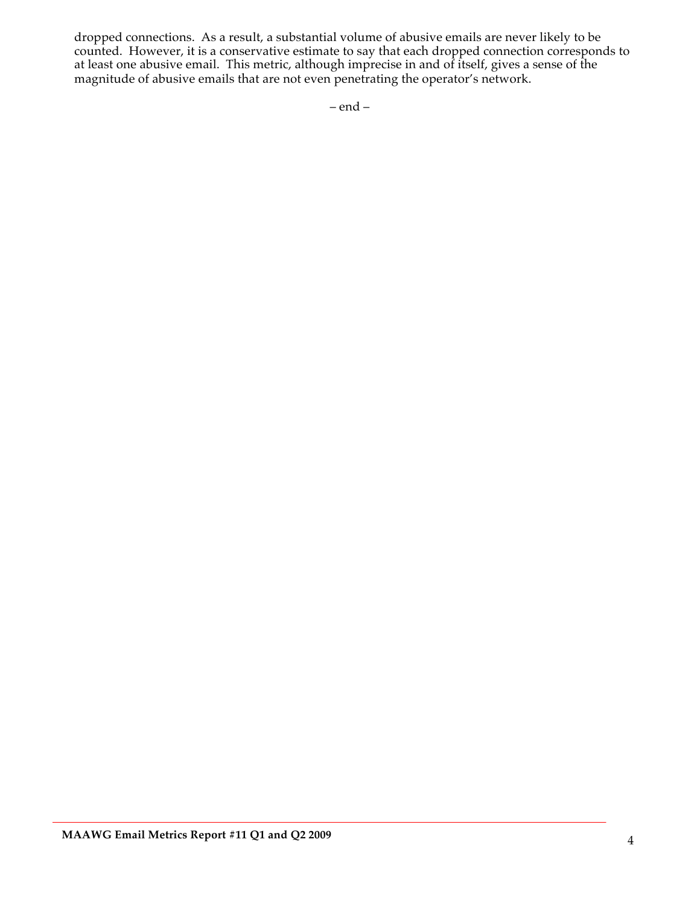dropped connections. As a result, a substantial volume of abusive emails are never likely to be counted. However, it is a conservative estimate to say that each dropped connection corresponds to at least one abusive email. This metric, although imprecise in and of itself, gives a sense of the magnitude of abusive emails that are not even penetrating the operator's network.

– end –